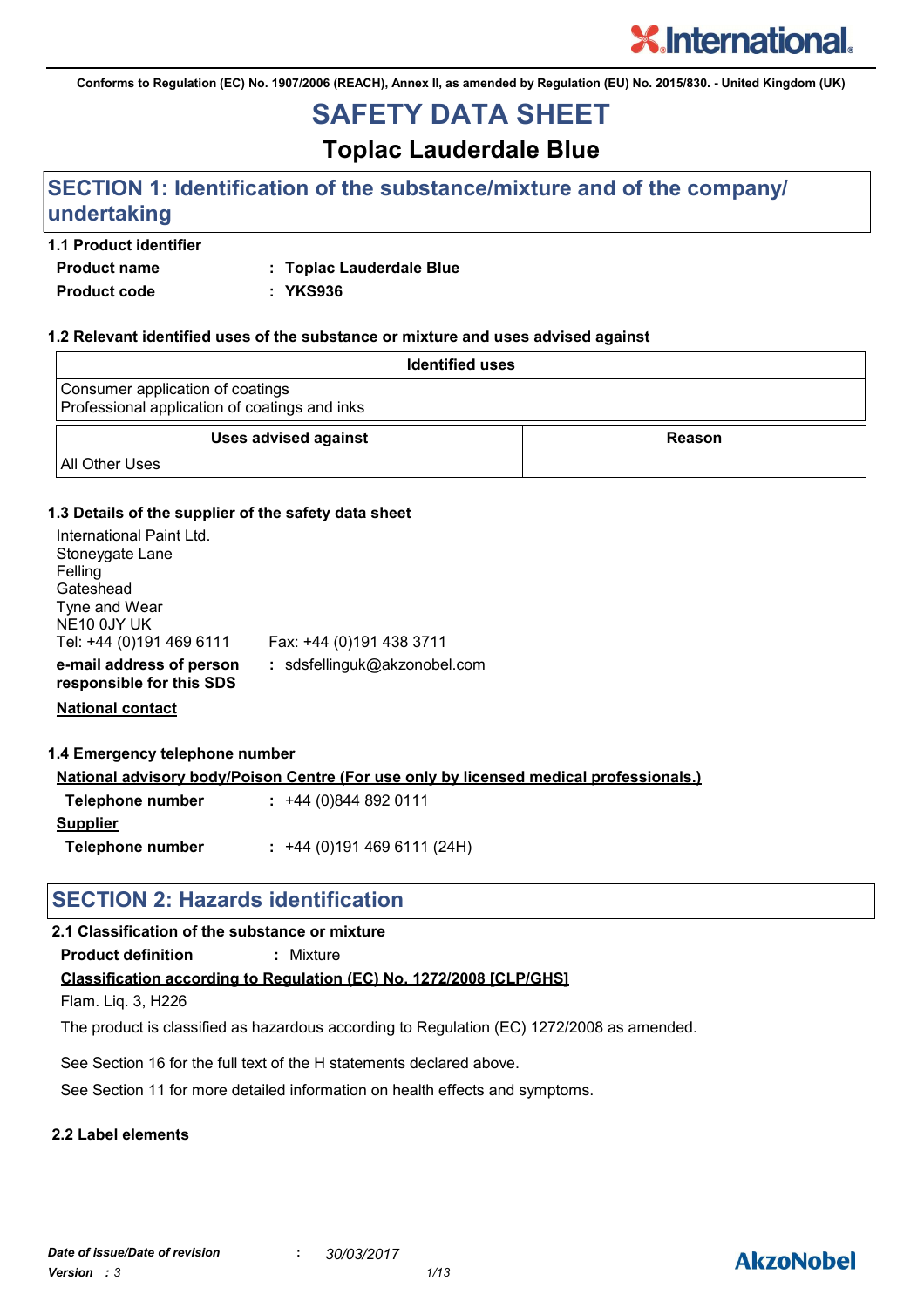Conforms to Regulation (EC) No. 1907/2006 (REACH), Annex II, as amended by Regulation (EU) No. 2015/830. - United Kingdom (UK)

# SAFETY DATA SHEET

## Toplac Lauderdale Blue

## SECTION 1: Identification of the substance/mixture and of the company/ undertaking

### 1.1 Product identifier

**Product name** : **Toplac Lauderdale Blue**

**Product code** : **YKS936**

### 1.2 Relevant identified uses of the substance or mixture and uses advised against

| Identified uses |
|---|
| Consumer application of coatings<br>Professional application of coatings and inks |

| Uses advised against | Reason |
|---|---|
| All Other Uses | |

### 1.3 Details of the supplier of the safety data sheet

International Paint Ltd.
Stoneygate Lane
Felling
Gateshead
Tyne and Wear
NE10 0JY UK
Tel: +44 (0)191 469 6111 Fax: +44 (0)191 438 3711

**e-mail address of person responsible for this SDS** : sdsfellinguk@akzonobel.com

**National contact**

### 1.4 Emergency telephone number

**National advisory body/Poison Centre (For use only by licensed medical professionals.)**

**Telephone number** : +44 (0)844 892 0111

**Supplier**

**Telephone number** : +44 (0)191 469 6111 (24H)

## SECTION 2: Hazards identification

### 2.1 Classification of the substance or mixture

**Product definition** : Mixture

**Classification according to Regulation (EC) No. 1272/2008 [CLP/GHS]**

Flam. Liq. 3, H226

The product is classified as hazardous according to Regulation (EC) 1272/2008 as amended.

See Section 16 for the full text of the H statements declared above.

See Section 11 for more detailed information on health effects and symptoms.

### 2.2 Label elements

*Date of issue/Date of revision* : *30/03/2017*

*Version* : *3*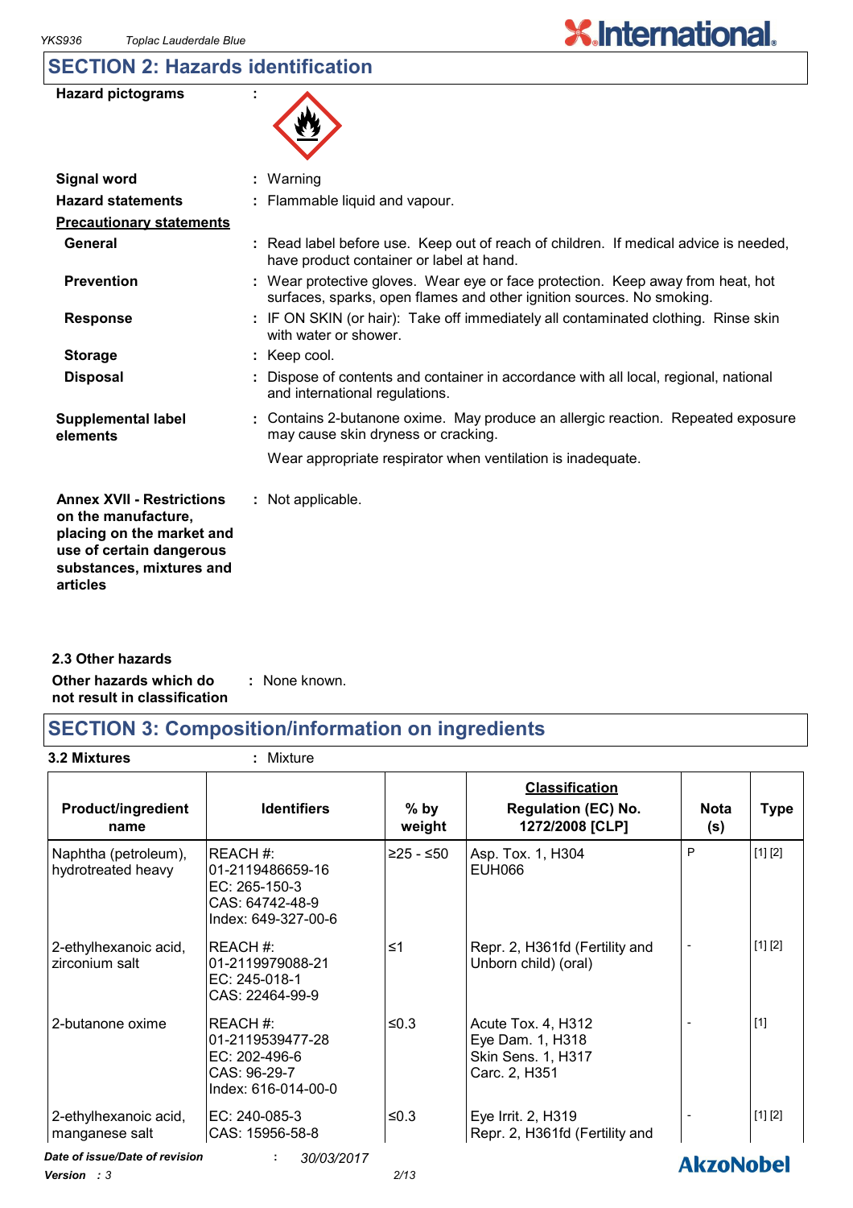## SECTION 2: Hazards identification

**Hazard pictograms** :

**Signal word** : Warning

**Hazard statements** : Flammable liquid and vapour.

**Precautionary statements**

**General** : Read label before use. Keep out of reach of children. If medical advice is needed, have product container or label at hand.

**Prevention** : Wear protective gloves. Wear eye or face protection. Keep away from heat, hot surfaces, sparks, open flames and other ignition sources. No smoking.

**Response** : IF ON SKIN (or hair): Take off immediately all contaminated clothing. Rinse skin with water or shower.

**Storage** : Keep cool.

**Disposal** : Dispose of contents and container in accordance with all local, regional, national and international regulations.

**Supplemental label elements** : Contains 2-butanone oxime. May produce an allergic reaction. Repeated exposure may cause skin dryness or cracking.

Wear appropriate respirator when ventilation is inadequate.

**Annex XVII - Restrictions on the manufacture, placing on the market and use of certain dangerous substances, mixtures and articles** : Not applicable.

### 2.3 Other hazards

**Other hazards which do not result in classification** : None known.

## SECTION 3: Composition/information on ingredients

**3.2 Mixtures** : Mixture

| Product/ingredient name | Identifiers | % by weight | Classification Regulation (EC) No. 1272/2008 [CLP] | Nota (s) | Type |
|---|---|---|---|---|---|
| Naphtha (petroleum), hydrotreated heavy | REACH #: 01-2119486659-16<br>EC: 265-150-3<br>CAS: 64742-48-9<br>Index: 649-327-00-6 | ≥25 - ≤50 | Asp. Tox. 1, H304<br>EUH066 | P | [1] [2] |
| 2-ethylhexanoic acid, zirconium salt | REACH #: 01-2119979088-21<br>EC: 245-018-1<br>CAS: 22464-99-9 | ≤1 | Repr. 2, H361fd (Fertility and Unborn child) (oral) | - | [1] [2] |
| 2-butanone oxime | REACH #: 01-2119539477-28<br>EC: 202-496-6<br>CAS: 96-29-7<br>Index: 616-014-00-0 | ≤0.3 | Acute Tox. 4, H312<br>Eye Dam. 1, H318<br>Skin Sens. 1, H317<br>Carc. 2, H351 | - | [1] |
| 2-ethylhexanoic acid, manganese salt | EC: 240-085-3<br>CAS: 15956-58-8 | ≤0.3 | Eye Irrit. 2, H319<br>Repr. 2, H361fd (Fertility and | - | [1] [2] |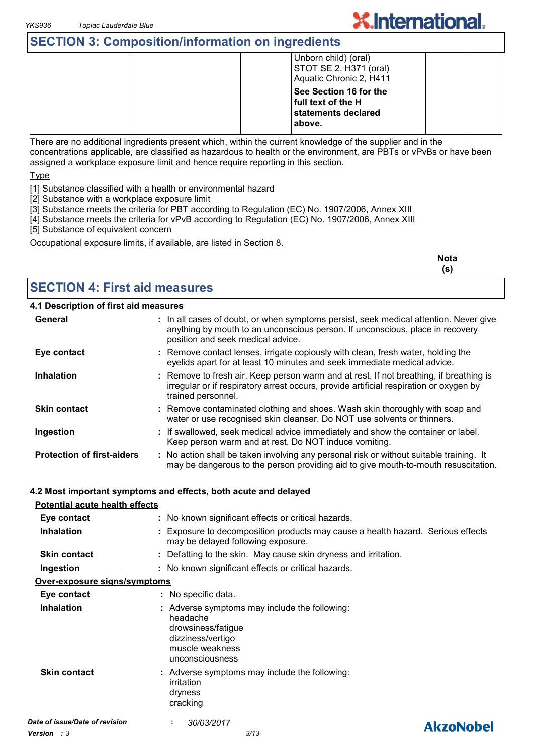## SECTION 3: Composition/information on ingredients

| | | | | | |
|---|---|---|---|---|---|
| | | | Unborn child) (oral)<br>STOT SE 2, H371 (oral)<br>Aquatic Chronic 2, H411<br>**See Section 16 for the full text of the H statements declared above.** | | |

There are no additional ingredients present which, within the current knowledge of the supplier and in the concentrations applicable, are classified as hazardous to health or the environment, are PBTs or vPvBs or have been assigned a workplace exposure limit and hence require reporting in this section.

Type

[1] Substance classified with a health or environmental hazard
[2] Substance with a workplace exposure limit
[3] Substance meets the criteria for PBT according to Regulation (EC) No. 1907/2006, Annex XIII
[4] Substance meets the criteria for vPvB according to Regulation (EC) No. 1907/2006, Annex XIII
[5] Substance of equivalent concern

Occupational exposure limits, if available, are listed in Section 8.

**Nota (s)**

## SECTION 4: First aid measures

### 4.1 Description of first aid measures

**General** : In all cases of doubt, or when symptoms persist, seek medical attention. Never give anything by mouth to an unconscious person. If unconscious, place in recovery position and seek medical advice.

**Eye contact** : Remove contact lenses, irrigate copiously with clean, fresh water, holding the eyelids apart for at least 10 minutes and seek immediate medical advice.

**Inhalation** : Remove to fresh air. Keep person warm and at rest. If not breathing, if breathing is irregular or if respiratory arrest occurs, provide artificial respiration or oxygen by trained personnel.

**Skin contact** : Remove contaminated clothing and shoes. Wash skin thoroughly with soap and water or use recognised skin cleanser. Do NOT use solvents or thinners.

**Ingestion** : If swallowed, seek medical advice immediately and show the container or label. Keep person warm and at rest. Do NOT induce vomiting.

**Protection of first-aiders** : No action shall be taken involving any personal risk or without suitable training. It may be dangerous to the person providing aid to give mouth-to-mouth resuscitation.

### 4.2 Most important symptoms and effects, both acute and delayed

Potential acute health effects

**Eye contact** : No known significant effects or critical hazards.

**Inhalation** : Exposure to decomposition products may cause a health hazard. Serious effects may be delayed following exposure.

**Skin contact** : Defatting to the skin. May cause skin dryness and irritation.

**Ingestion** : No known significant effects or critical hazards.

Over-exposure signs/symptoms

**Eye contact** : No specific data.

**Inhalation** : Adverse symptoms may include the following:
headache
drowsiness/fatigue
dizziness/vertigo
muscle weakness
unconsciousness

**Skin contact** : Adverse symptoms may include the following:
irritation
dryness
cracking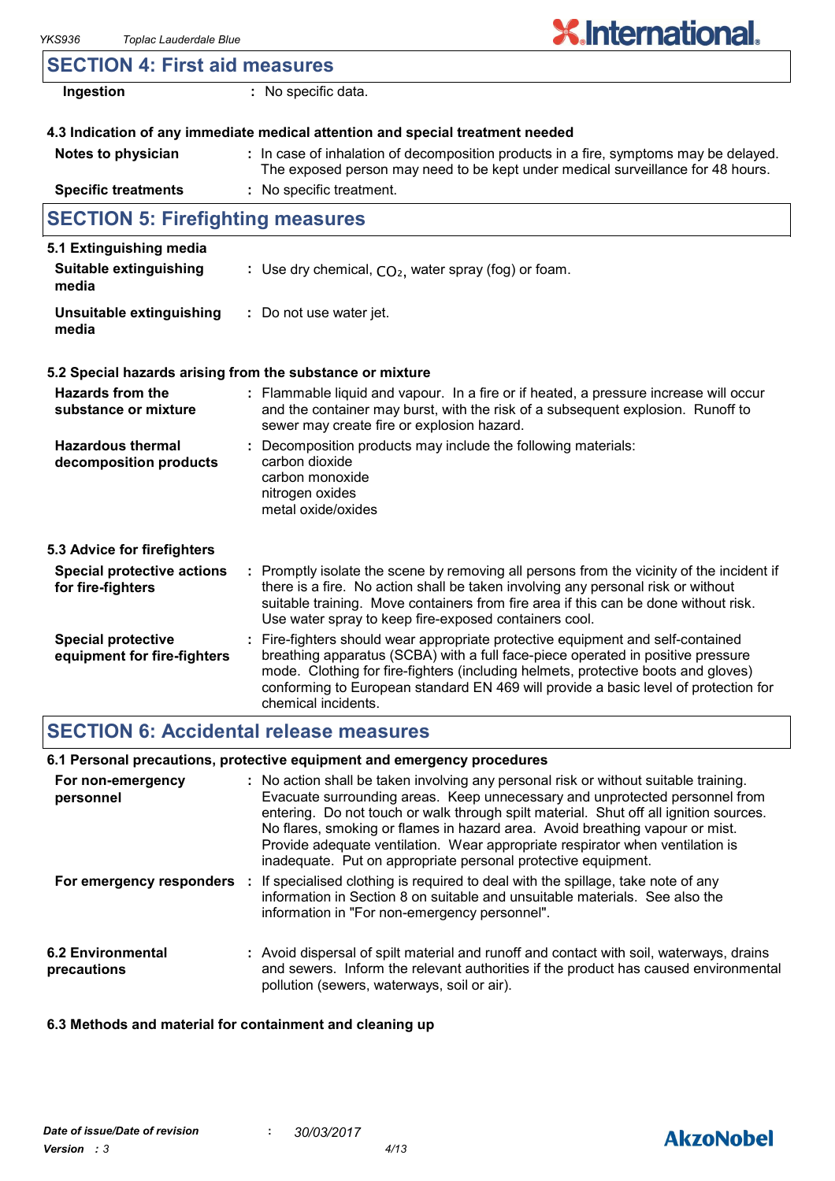## SECTION 4: First aid measures

| | |
|---|---|
| **Ingestion** | : No specific data. |

### 4.3 Indication of any immediate medical attention and special treatment needed

| | |
|---|---|
| **Notes to physician** | : In case of inhalation of decomposition products in a fire, symptoms may be delayed. The exposed person may need to be kept under medical surveillance for 48 hours. |
| **Specific treatments** | : No specific treatment. |

## SECTION 5: Firefighting measures

### 5.1 Extinguishing media

| | |
|---|---|
| **Suitable extinguishing media** | : Use dry chemical, $CO_2$, water spray (fog) or foam. |
| **Unsuitable extinguishing media** | : Do not use water jet. |

### 5.2 Special hazards arising from the substance or mixture

| | |
|---|---|
| **Hazards from the substance or mixture** | : Flammable liquid and vapour. In a fire or if heated, a pressure increase will occur and the container may burst, with the risk of a subsequent explosion. Runoff to sewer may create fire or explosion hazard. |
| **Hazardous thermal decomposition products** | : Decomposition products may include the following materials: carbon dioxide, carbon monoxide, nitrogen oxides, metal oxide/oxides |

### 5.3 Advice for firefighters

| | |
|---|---|
| **Special protective actions for fire-fighters** | : Promptly isolate the scene by removing all persons from the vicinity of the incident if there is a fire. No action shall be taken involving any personal risk or without suitable training. Move containers from fire area if this can be done without risk. Use water spray to keep fire-exposed containers cool. |
| **Special protective equipment for fire-fighters** | : Fire-fighters should wear appropriate protective equipment and self-contained breathing apparatus (SCBA) with a full face-piece operated in positive pressure mode. Clothing for fire-fighters (including helmets, protective boots and gloves) conforming to European standard EN 469 will provide a basic level of protection for chemical incidents. |

## SECTION 6: Accidental release measures

### 6.1 Personal precautions, protective equipment and emergency procedures

| | |
|---|---|
| **For non-emergency personnel** | : No action shall be taken involving any personal risk or without suitable training. Evacuate surrounding areas. Keep unnecessary and unprotected personnel from entering. Do not touch or walk through spilt material. Shut off all ignition sources. No flares, smoking or flames in hazard area. Avoid breathing vapour or mist. Provide adequate ventilation. Wear appropriate respirator when ventilation is inadequate. Put on appropriate personal protective equipment. |
| **For emergency responders** | : If specialised clothing is required to deal with the spillage, take note of any information in Section 8 on suitable and unsuitable materials. See also the information in "For non-emergency personnel". |

| | |
|---|---|
| **6.2 Environmental precautions** | : Avoid dispersal of spilt material and runoff and contact with soil, waterways, drains and sewers. Inform the relevant authorities if the product has caused environmental pollution (sewers, waterways, soil or air). |

### 6.3 Methods and material for containment and cleaning up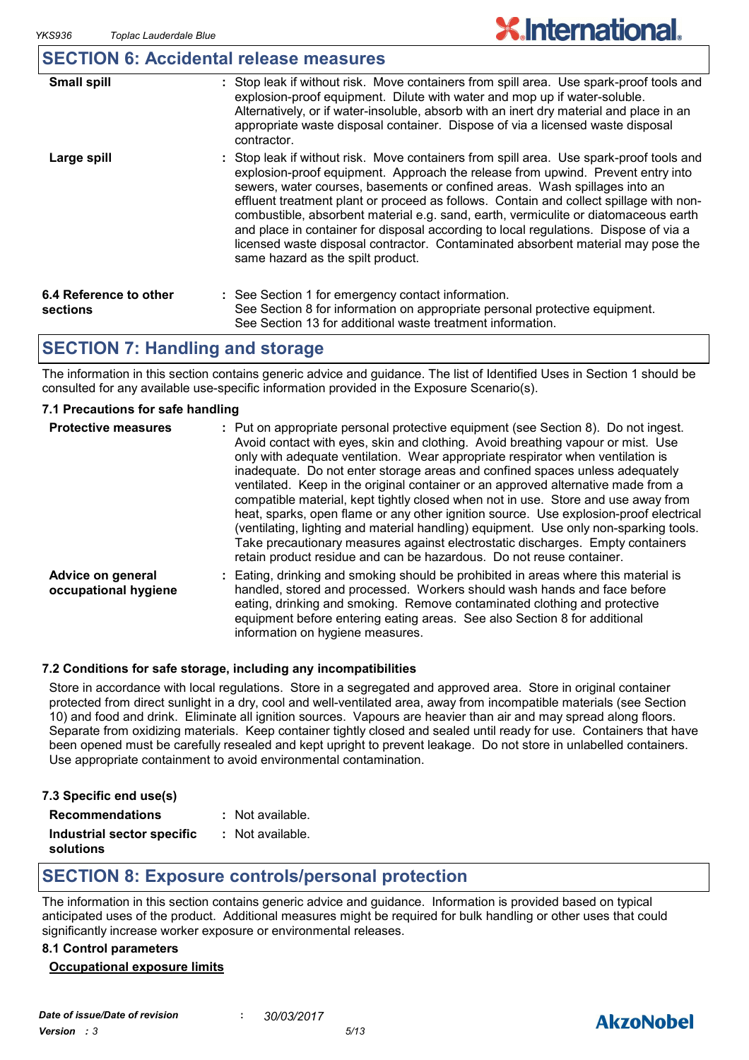## SECTION 6: Accidental release measures

| | |
|---|---|
| **Small spill** | : Stop leak if without risk. Move containers from spill area. Use spark-proof tools and explosion-proof equipment. Dilute with water and mop up if water-soluble. Alternatively, or if water-insoluble, absorb with an inert dry material and place in an appropriate waste disposal container. Dispose of via a licensed waste disposal contractor. |
| **Large spill** | : Stop leak if without risk. Move containers from spill area. Use spark-proof tools and explosion-proof equipment. Approach the release from upwind. Prevent entry into sewers, water courses, basements or confined areas. Wash spillages into an effluent treatment plant or proceed as follows. Contain and collect spillage with non-combustible, absorbent material e.g. sand, earth, vermiculite or diatomaceous earth and place in container for disposal according to local regulations. Dispose of via a licensed waste disposal contractor. Contaminated absorbent material may pose the same hazard as the spilt product. |
| **6.4 Reference to other sections** | : See Section 1 for emergency contact information. See Section 8 for information on appropriate personal protective equipment. See Section 13 for additional waste treatment information. |

## SECTION 7: Handling and storage

The information in this section contains generic advice and guidance. The list of Identified Uses in Section 1 should be consulted for any available use-specific information provided in the Exposure Scenario(s).

### 7.1 Precautions for safe handling

| | |
|---|---|
| **Protective measures** | : Put on appropriate personal protective equipment (see Section 8). Do not ingest. Avoid contact with eyes, skin and clothing. Avoid breathing vapour or mist. Use only with adequate ventilation. Wear appropriate respirator when ventilation is inadequate. Do not enter storage areas and confined spaces unless adequately ventilated. Keep in the original container or an approved alternative made from a compatible material, kept tightly closed when not in use. Store and use away from heat, sparks, open flame or any other ignition source. Use explosion-proof electrical (ventilating, lighting and material handling) equipment. Use only non-sparking tools. Take precautionary measures against electrostatic discharges. Empty containers retain product residue and can be hazardous. Do not reuse container. |
| **Advice on general occupational hygiene** | : Eating, drinking and smoking should be prohibited in areas where this material is handled, stored and processed. Workers should wash hands and face before eating, drinking and smoking. Remove contaminated clothing and protective equipment before entering eating areas. See also Section 8 for additional information on hygiene measures. |

### 7.2 Conditions for safe storage, including any incompatibilities

Store in accordance with local regulations. Store in a segregated and approved area. Store in original container protected from direct sunlight in a dry, cool and well-ventilated area, away from incompatible materials (see Section 10) and food and drink. Eliminate all ignition sources. Vapours are heavier than air and may spread along floors. Separate from oxidizing materials. Keep container tightly closed and sealed until ready for use. Containers that have been opened must be carefully resealed and kept upright to prevent leakage. Do not store in unlabelled containers. Use appropriate containment to avoid environmental contamination.

### 7.3 Specific end use(s)

| | |
|---|---|
| **Recommendations** | : Not available. |
| **Industrial sector specific solutions** | : Not available. |

## SECTION 8: Exposure controls/personal protection

The information in this section contains generic advice and guidance. Information is provided based on typical anticipated uses of the product. Additional measures might be required for bulk handling or other uses that could significantly increase worker exposure or environmental releases.

### 8.1 Control parameters

**Occupational exposure limits**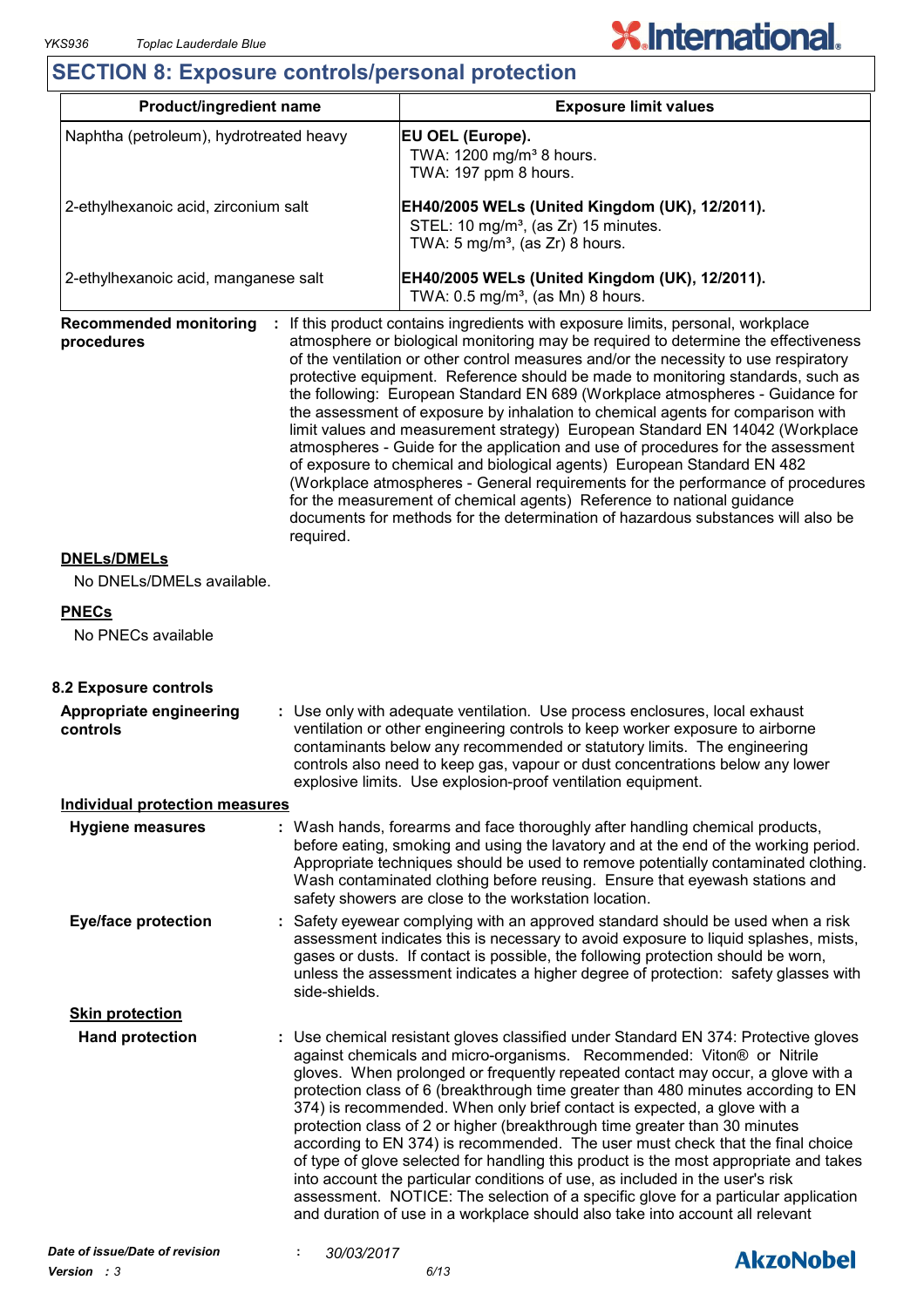## SECTION 8: Exposure controls/personal protection

| Product/ingredient name | Exposure limit values |
|---|---|
| Naphtha (petroleum), hydrotreated heavy | **EU OEL (Europe).** TWA: 1200 mg/m³ 8 hours. TWA: 197 ppm 8 hours. |
| 2-ethylhexanoic acid, zirconium salt | **EH40/2005 WELs (United Kingdom (UK), 12/2011).** STEL: 10 mg/m³, (as Zr) 15 minutes. TWA: 5 mg/m³, (as Zr) 8 hours. |
| 2-ethylhexanoic acid, manganese salt | **EH40/2005 WELs (United Kingdom (UK), 12/2011).** TWA: 0.5 mg/m³, (as Mn) 8 hours. |

**Recommended monitoring procedures** : If this product contains ingredients with exposure limits, personal, workplace atmosphere or biological monitoring may be required to determine the effectiveness of the ventilation or other control measures and/or the necessity to use respiratory protective equipment. Reference should be made to monitoring standards, such as the following: European Standard EN 689 (Workplace atmospheres - Guidance for the assessment of exposure by inhalation to chemical agents for comparison with limit values and measurement strategy) European Standard EN 14042 (Workplace atmospheres - Guide for the application and use of procedures for the assessment of exposure to chemical and biological agents) European Standard EN 482 (Workplace atmospheres - General requirements for the performance of procedures for the measurement of chemical agents) Reference to national guidance documents for methods for the determination of hazardous substances will also be required.

**DNELs/DMELs**

No DNELs/DMELs available.

**PNECs**

No PNECs available

### 8.2 Exposure controls

**Appropriate engineering controls** : Use only with adequate ventilation. Use process enclosures, local exhaust ventilation or other engineering controls to keep worker exposure to airborne contaminants below any recommended or statutory limits. The engineering controls also need to keep gas, vapour or dust concentrations below any lower explosive limits. Use explosion-proof ventilation equipment.

**Individual protection measures**

**Hygiene measures** : Wash hands, forearms and face thoroughly after handling chemical products, before eating, smoking and using the lavatory and at the end of the working period. Appropriate techniques should be used to remove potentially contaminated clothing. Wash contaminated clothing before reusing. Ensure that eyewash stations and safety showers are close to the workstation location.

**Eye/face protection** : Safety eyewear complying with an approved standard should be used when a risk assessment indicates this is necessary to avoid exposure to liquid splashes, mists, gases or dusts. If contact is possible, the following protection should be worn, unless the assessment indicates a higher degree of protection: safety glasses with side-shields.

**Skin protection**

**Hand protection** : Use chemical resistant gloves classified under Standard EN 374: Protective gloves against chemicals and micro-organisms. Recommended: Viton® or Nitrile gloves. When prolonged or frequently repeated contact may occur, a glove with a protection class of 6 (breakthrough time greater than 480 minutes according to EN 374) is recommended. When only brief contact is expected, a glove with a protection class of 2 or higher (breakthrough time greater than 30 minutes according to EN 374) is recommended. The user must check that the final choice of type of glove selected for handling this product is the most appropriate and takes into account the particular conditions of use, as included in the user's risk assessment. NOTICE: The selection of a specific glove for a particular application and duration of use in a workplace should also take into account all relevant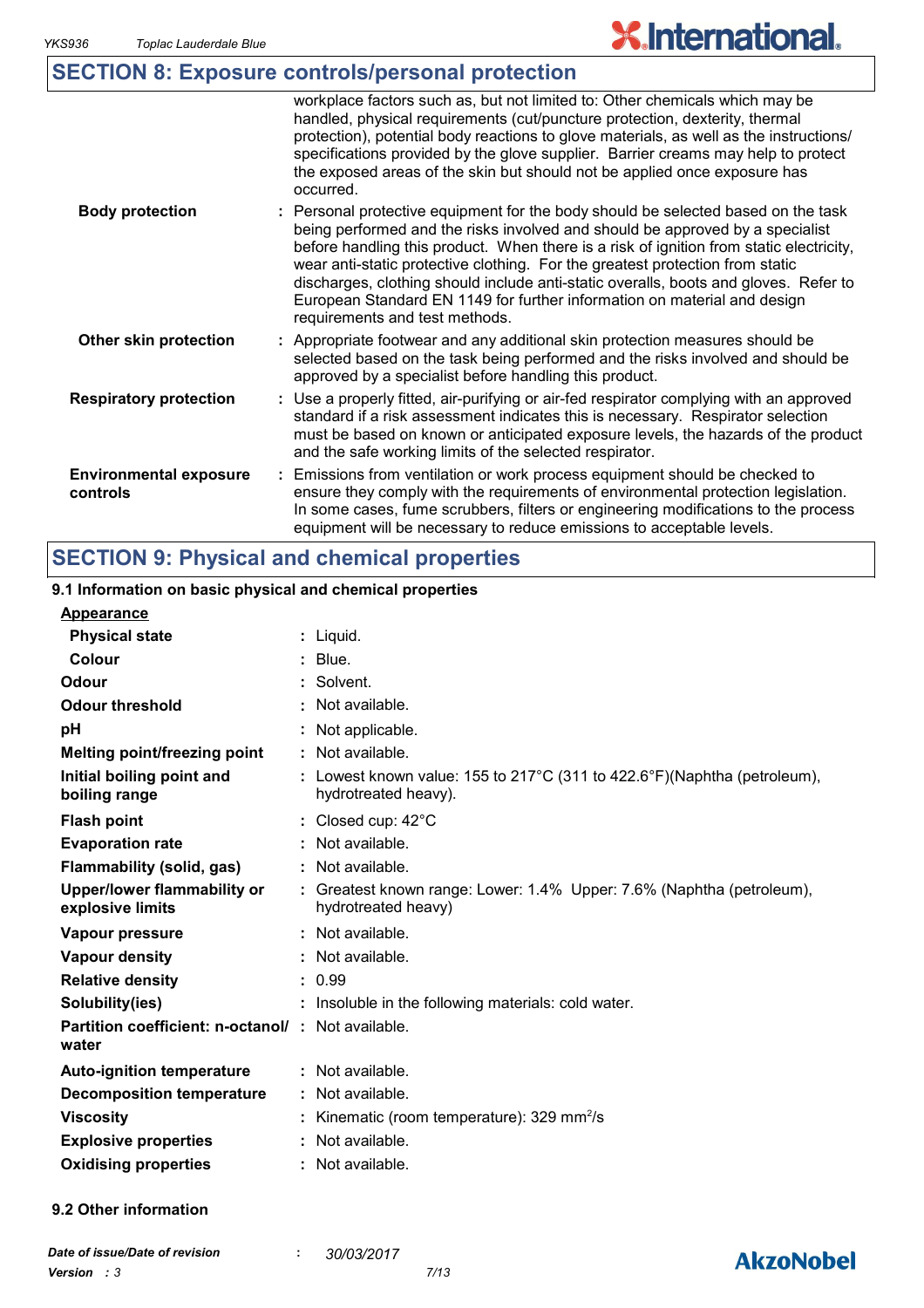## SECTION 8: Exposure controls/personal protection

| | |
|---|---|
| | workplace factors such as, but not limited to: Other chemicals which may be handled, physical requirements (cut/puncture protection, dexterity, thermal protection), potential body reactions to glove materials, as well as the instructions/ specifications provided by the glove supplier. Barrier creams may help to protect the exposed areas of the skin but should not be applied once exposure has occurred. |
| **Body protection** | : Personal protective equipment for the body should be selected based on the task being performed and the risks involved and should be approved by a specialist before handling this product. When there is a risk of ignition from static electricity, wear anti-static protective clothing. For the greatest protection from static discharges, clothing should include anti-static overalls, boots and gloves. Refer to European Standard EN 1149 for further information on material and design requirements and test methods. |
| **Other skin protection** | : Appropriate footwear and any additional skin protection measures should be selected based on the task being performed and the risks involved and should be approved by a specialist before handling this product. |
| **Respiratory protection** | : Use a properly fitted, air-purifying or air-fed respirator complying with an approved standard if a risk assessment indicates this is necessary. Respirator selection must be based on known or anticipated exposure levels, the hazards of the product and the safe working limits of the selected respirator. |
| **Environmental exposure controls** | : Emissions from ventilation or work process equipment should be checked to ensure they comply with the requirements of environmental protection legislation. In some cases, fume scrubbers, filters or engineering modifications to the process equipment will be necessary to reduce emissions to acceptable levels. |

## SECTION 9: Physical and chemical properties

### 9.1 Information on basic physical and chemical properties

| | |
|---|---|
| **Appearance** | |
| **Physical state** | : Liquid. |
| **Colour** | : Blue. |
| **Odour** | : Solvent. |
| **Odour threshold** | : Not available. |
| **pH** | : Not applicable. |
| **Melting point/freezing point** | : Not available. |
| **Initial boiling point and boiling range** | : Lowest known value: 155 to 217°C (311 to 422.6°F)(Naphtha (petroleum), hydrotreated heavy). |
| **Flash point** | : Closed cup: 42°C |
| **Evaporation rate** | : Not available. |
| **Flammability (solid, gas)** | : Not available. |
| **Upper/lower flammability or explosive limits** | : Greatest known range: Lower: 1.4% Upper: 7.6% (Naphtha (petroleum), hydrotreated heavy) |
| **Vapour pressure** | : Not available. |
| **Vapour density** | : Not available. |
| **Relative density** | : 0.99 |
| **Solubility(ies)** | : Insoluble in the following materials: cold water. |
| **Partition coefficient: n-octanol/ water** | : Not available. |
| **Auto-ignition temperature** | : Not available. |
| **Decomposition temperature** | : Not available. |
| **Viscosity** | : Kinematic (room temperature): 329 $mm^2/s$ |
| **Explosive properties** | : Not available. |
| **Oxidising properties** | : Not available. |

### 9.2 Other information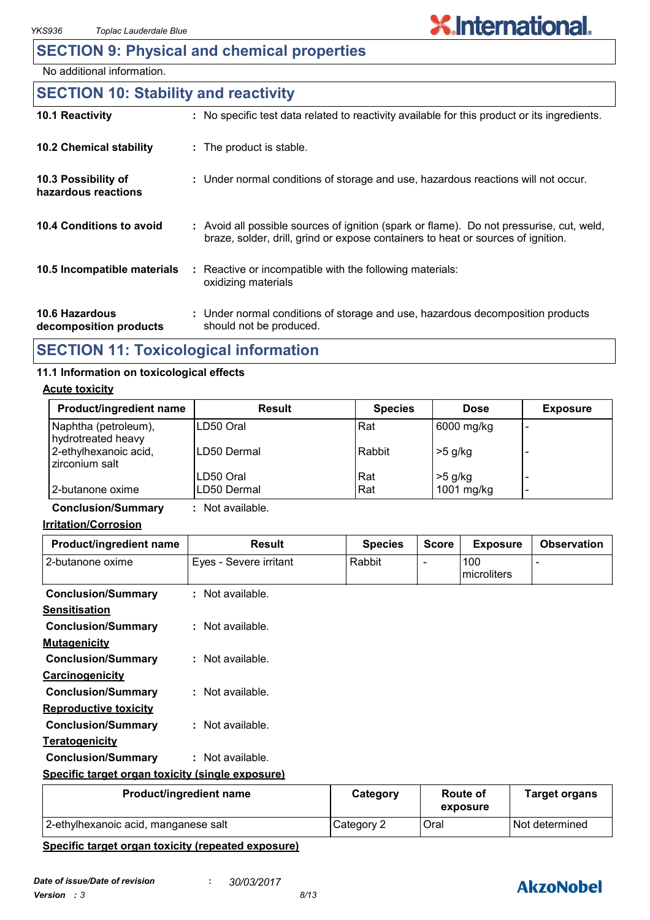## SECTION 9: Physical and chemical properties

No additional information.

## SECTION 10: Stability and reactivity

**10.1 Reactivity** : No specific test data related to reactivity available for this product or its ingredients.

**10.2 Chemical stability** : The product is stable.

**10.3 Possibility of hazardous reactions** : Under normal conditions of storage and use, hazardous reactions will not occur.

**10.4 Conditions to avoid** : Avoid all possible sources of ignition (spark or flame). Do not pressurise, cut, weld, braze, solder, drill, grind or expose containers to heat or sources of ignition.

**10.5 Incompatible materials** : Reactive or incompatible with the following materials: oxidizing materials

**10.6 Hazardous decomposition products** : Under normal conditions of storage and use, hazardous decomposition products should not be produced.

## SECTION 11: Toxicological information

### 11.1 Information on toxicological effects

**Acute toxicity**

| Product/ingredient name | Result | Species | Dose | Exposure |
|---|---|---|---|---|
| Naphtha (petroleum), hydrotreated heavy | LD50 Oral | Rat | 6000 mg/kg | - |
| 2-ethylhexanoic acid, zirconium salt | LD50 Dermal | Rabbit | >5 g/kg | - |
| | LD50 Oral | Rat | >5 g/kg | - |
| 2-butanone oxime | LD50 Dermal | Rat | 1001 mg/kg | - |

**Conclusion/Summary** : Not available.

**Irritation/Corrosion**

| Product/ingredient name | Result | Species | Score | Exposure | Observation |
|---|---|---|---|---|---|
| 2-butanone oxime | Eyes - Severe irritant | Rabbit | - | 100 microliters | - |

**Conclusion/Summary** : Not available.

**Sensitisation**

**Conclusion/Summary** : Not available.

**Mutagenicity**

**Conclusion/Summary** : Not available.

**Carcinogenicity**

**Conclusion/Summary** : Not available.

**Reproductive toxicity**

**Conclusion/Summary** : Not available.

**Teratogenicity**

**Conclusion/Summary** : Not available.

**Specific target organ toxicity (single exposure)**

| Product/ingredient name | Category | Route of exposure | Target organs |
|---|---|---|---|
| 2-ethylhexanoic acid, manganese salt | Category 2 | Oral | Not determined |

**Specific target organ toxicity (repeated exposure)**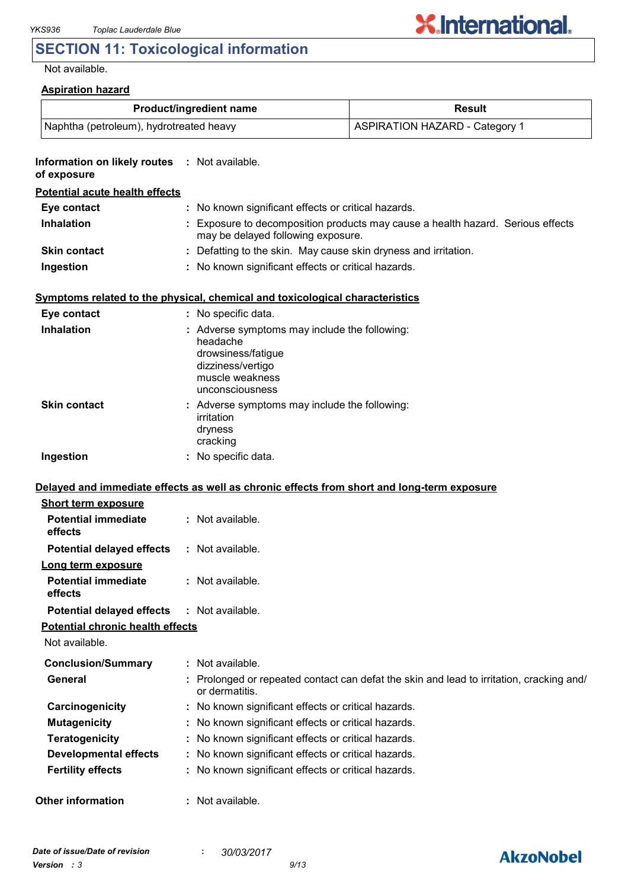## SECTION 11: Toxicological information

Not available.

**Aspiration hazard**

| Product/ingredient name | Result |
|---|---|
| Naphtha (petroleum), hydrotreated heavy | ASPIRATION HAZARD - Category 1 |

**Information on likely routes of exposure** : Not available.

**Potential acute health effects**

**Eye contact** : No known significant effects or critical hazards.

**Inhalation** : Exposure to decomposition products may cause a health hazard. Serious effects may be delayed following exposure.

**Skin contact** : Defatting to the skin. May cause skin dryness and irritation.

**Ingestion** : No known significant effects or critical hazards.

**Symptoms related to the physical, chemical and toxicological characteristics**

**Eye contact** : No specific data.

**Inhalation** : Adverse symptoms may include the following:
headache
drowsiness/fatigue
dizziness/vertigo
muscle weakness
unconsciousness

**Skin contact** : Adverse symptoms may include the following:
irritation
dryness
cracking

**Ingestion** : No specific data.

**Delayed and immediate effects as well as chronic effects from short and long-term exposure**

**Short term exposure**

**Potential immediate effects** : Not available.

**Potential delayed effects** : Not available.

**Long term exposure**

**Potential immediate effects** : Not available.

**Potential delayed effects** : Not available.

**Potential chronic health effects**

Not available.

**Conclusion/Summary** : Not available.

**General** : Prolonged or repeated contact can defat the skin and lead to irritation, cracking and/or dermatitis.

**Carcinogenicity** : No known significant effects or critical hazards.

**Mutagenicity** : No known significant effects or critical hazards.

**Teratogenicity** : No known significant effects or critical hazards.

**Developmental effects** : No known significant effects or critical hazards.

**Fertility effects** : No known significant effects or critical hazards.

**Other information** : Not available.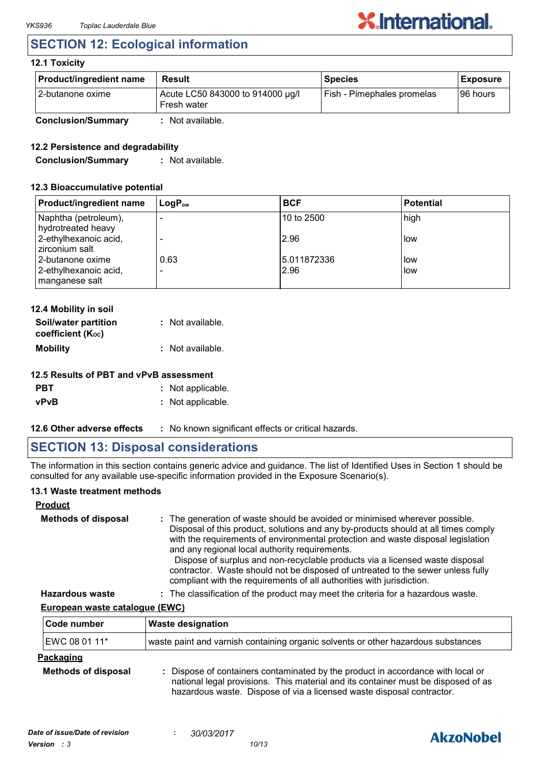## SECTION 12: Ecological information

### 12.1 Toxicity

| Product/ingredient name | Result | Species | Exposure |
|---|---|---|---|
| 2-butanone oxime | Acute LC50 843000 to 914000 µg/l Fresh water | Fish - Pimephales promelas | 96 hours |

**Conclusion/Summary** : Not available.

### 12.2 Persistence and degradability

**Conclusion/Summary** : Not available.

### 12.3 Bioaccumulative potential

| Product/ingredient name | $LogP_{ow}$ | BCF | Potential |
|---|---|---|---|
| Naphtha (petroleum), hydrotreated heavy | - | 10 to 2500 | high |
| 2-ethylhexanoic acid, zirconium salt | - | 2.96 | low |
| 2-butanone oxime | 0.63 | 5.011872336 | low |
| 2-ethylhexanoic acid, manganese salt | - | 2.96 | low |

### 12.4 Mobility in soil

**Soil/water partition coefficient ($K_{OC}$)** : Not available.

**Mobility** : Not available.

### 12.5 Results of PBT and vPvB assessment

**PBT** : Not applicable.

**vPvB** : Not applicable.

**12.6 Other adverse effects** : No known significant effects or critical hazards.

## SECTION 13: Disposal considerations

The information in this section contains generic advice and guidance. The list of Identified Uses in Section 1 should be consulted for any available use-specific information provided in the Exposure Scenario(s).

### 13.1 Waste treatment methods

**Product**

**Methods of disposal** : The generation of waste should be avoided or minimised wherever possible. Disposal of this product, solutions and any by-products should at all times comply with the requirements of environmental protection and waste disposal legislation and any regional local authority requirements.
Dispose of surplus and non-recyclable products via a licensed waste disposal contractor. Waste should not be disposed of untreated to the sewer unless fully compliant with the requirements of all authorities with jurisdiction.

**Hazardous waste** : The classification of the product may meet the criteria for a hazardous waste.

**European waste catalogue (EWC)**

| Code number | Waste designation |
|---|---|
| EWC 08 01 11* | waste paint and varnish containing organic solvents or other hazardous substances |

**Packaging**

**Methods of disposal** : Dispose of containers contaminated by the product in accordance with local or national legal provisions. This material and its container must be disposed of as hazardous waste. Dispose of via a licensed waste disposal contractor.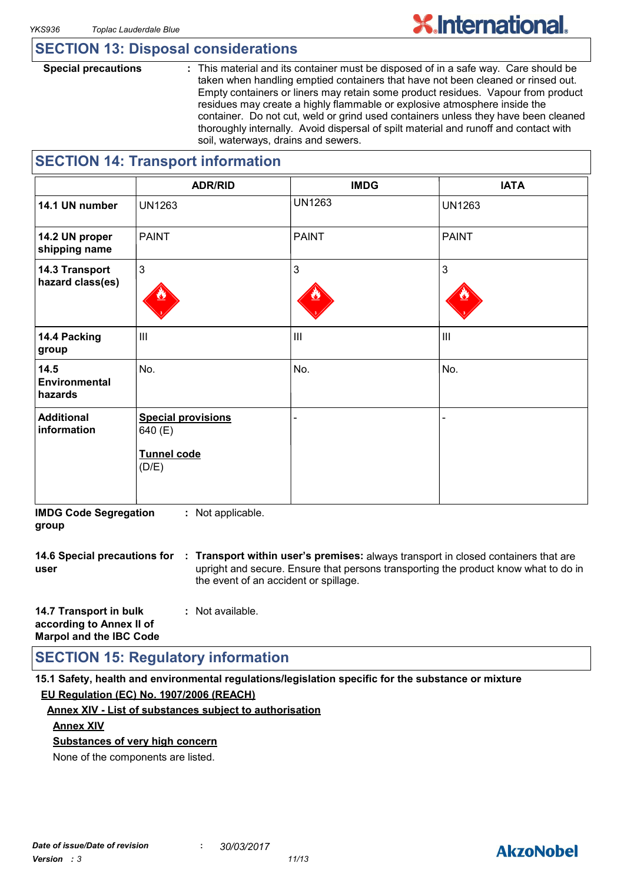## SECTION 13: Disposal considerations

**Special precautions** : This material and its container must be disposed of in a safe way. Care should be taken when handling emptied containers that have not been cleaned or rinsed out. Empty containers or liners may retain some product residues. Vapour from product residues may create a highly flammable or explosive atmosphere inside the container. Do not cut, weld or grind used containers unless they have been cleaned thoroughly internally. Avoid dispersal of spilt material and runoff and contact with soil, waterways, drains and sewers.

## SECTION 14: Transport information

| | ADR/RID | IMDG | IATA |
|---|---|---|---|
| **14.1 UN number** | UN1263 | UN1263 | UN1263 |
| **14.2 UN proper shipping name** | PAINT | PAINT | PAINT |
| **14.3 Transport hazard class(es)** | 3 | 3 | 3 |
| **14.4 Packing group** | III | III | III |
| **14.5 Environmental hazards** | No. | No. | No. |
| **Additional information** | **Special provisions** 640 (E) **Tunnel code** (D/E) | - | - |

**IMDG Code Segregation group** : Not applicable.

**14.6 Special precautions for user** : **Transport within user's premises:** always transport in closed containers that are upright and secure. Ensure that persons transporting the product know what to do in the event of an accident or spillage.

**14.7 Transport in bulk according to Annex II of Marpol and the IBC Code** : Not available.

## SECTION 15: Regulatory information

**15.1 Safety, health and environmental regulations/legislation specific for the substance or mixture**

**EU Regulation (EC) No. 1907/2006 (REACH)**

**Annex XIV - List of substances subject to authorisation**

**Annex XIV**

**Substances of very high concern**

None of the components are listed.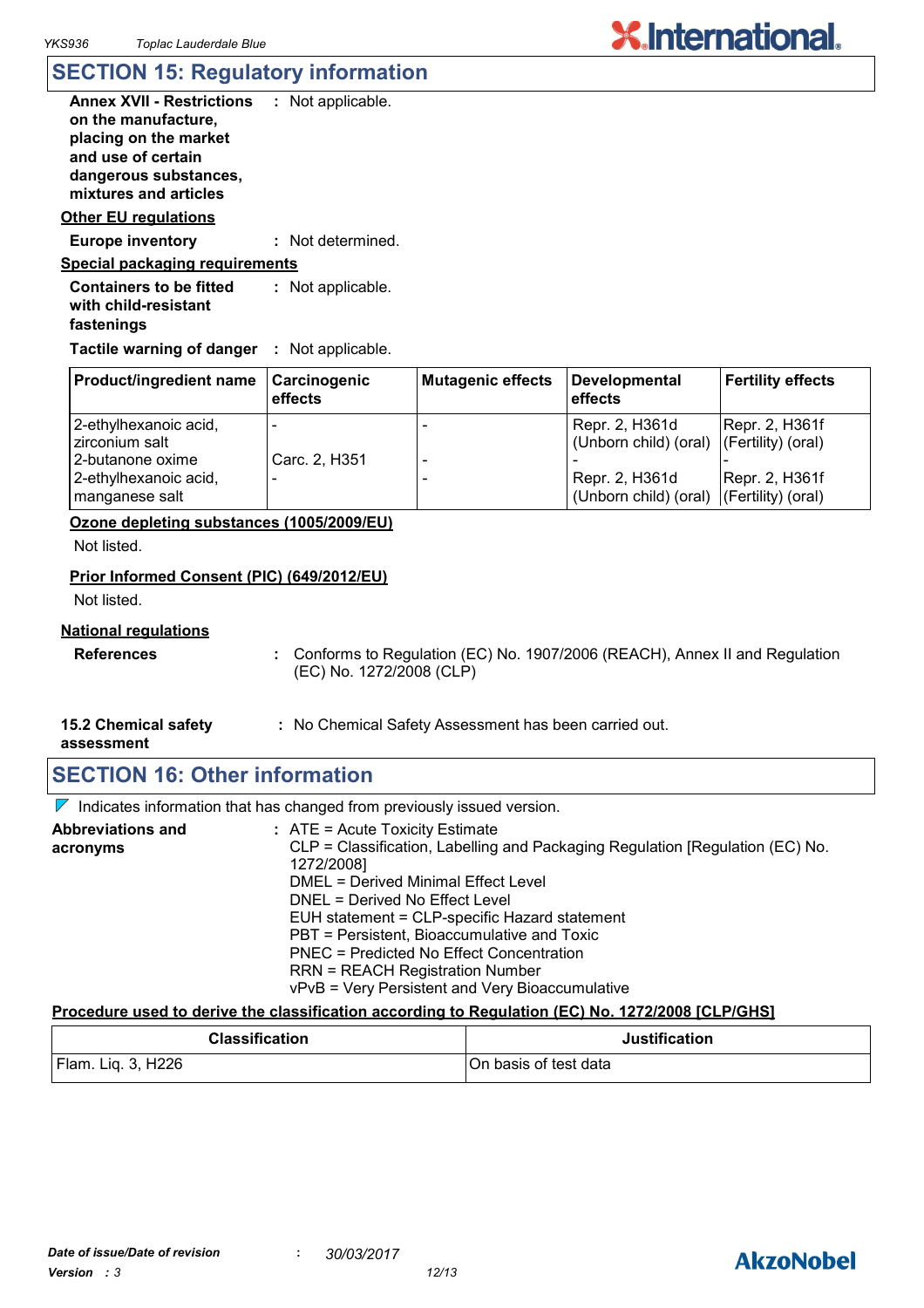## SECTION 15: Regulatory information

**Annex XVII - Restrictions on the manufacture, placing on the market and use of certain dangerous substances, mixtures and articles** : Not applicable.

**Other EU regulations**

**Europe inventory** : Not determined.

**Special packaging requirements**

**Containers to be fitted with child-resistant fastenings** : Not applicable.

**Tactile warning of danger** : Not applicable.

| Product/ingredient name | Carcinogenic effects | Mutagenic effects | Developmental effects | Fertility effects |
|---|---|---|---|---|
| 2-ethylhexanoic acid, zirconium salt | - | - | Repr. 2, H361d (Unborn child) (oral) | Repr. 2, H361f (Fertility) (oral) |
| 2-butanone oxime | Carc. 2, H351 | - | - | - |
| 2-ethylhexanoic acid, manganese salt | - | - | Repr. 2, H361d (Unborn child) (oral) | Repr. 2, H361f (Fertility) (oral) |

**Ozone depleting substances (1005/2009/EU)**

Not listed.

**Prior Informed Consent (PIC) (649/2012/EU)**

Not listed.

**National regulations**

**References** : Conforms to Regulation (EC) No. 1907/2006 (REACH), Annex II and Regulation (EC) No. 1272/2008 (CLP)

**15.2 Chemical safety assessment** : No Chemical Safety Assessment has been carried out.

## SECTION 16: Other information

Indicates information that has changed from previously issued version.

**Abbreviations and acronyms** : ATE = Acute Toxicity Estimate
CLP = Classification, Labelling and Packaging Regulation [Regulation (EC) No. 1272/2008]
DMEL = Derived Minimal Effect Level
DNEL = Derived No Effect Level
EUH statement = CLP-specific Hazard statement
PBT = Persistent, Bioaccumulative and Toxic
PNEC = Predicted No Effect Concentration
RRN = REACH Registration Number
vPvB = Very Persistent and Very Bioaccumulative

**Procedure used to derive the classification according to Regulation (EC) No. 1272/2008 [CLP/GHS]**

| Classification | Justification |
|---|---|
| Flam. Liq. 3, H226 | On basis of test data |

*Date of issue/Date of revision* : 30/03/2017
*Version* : 3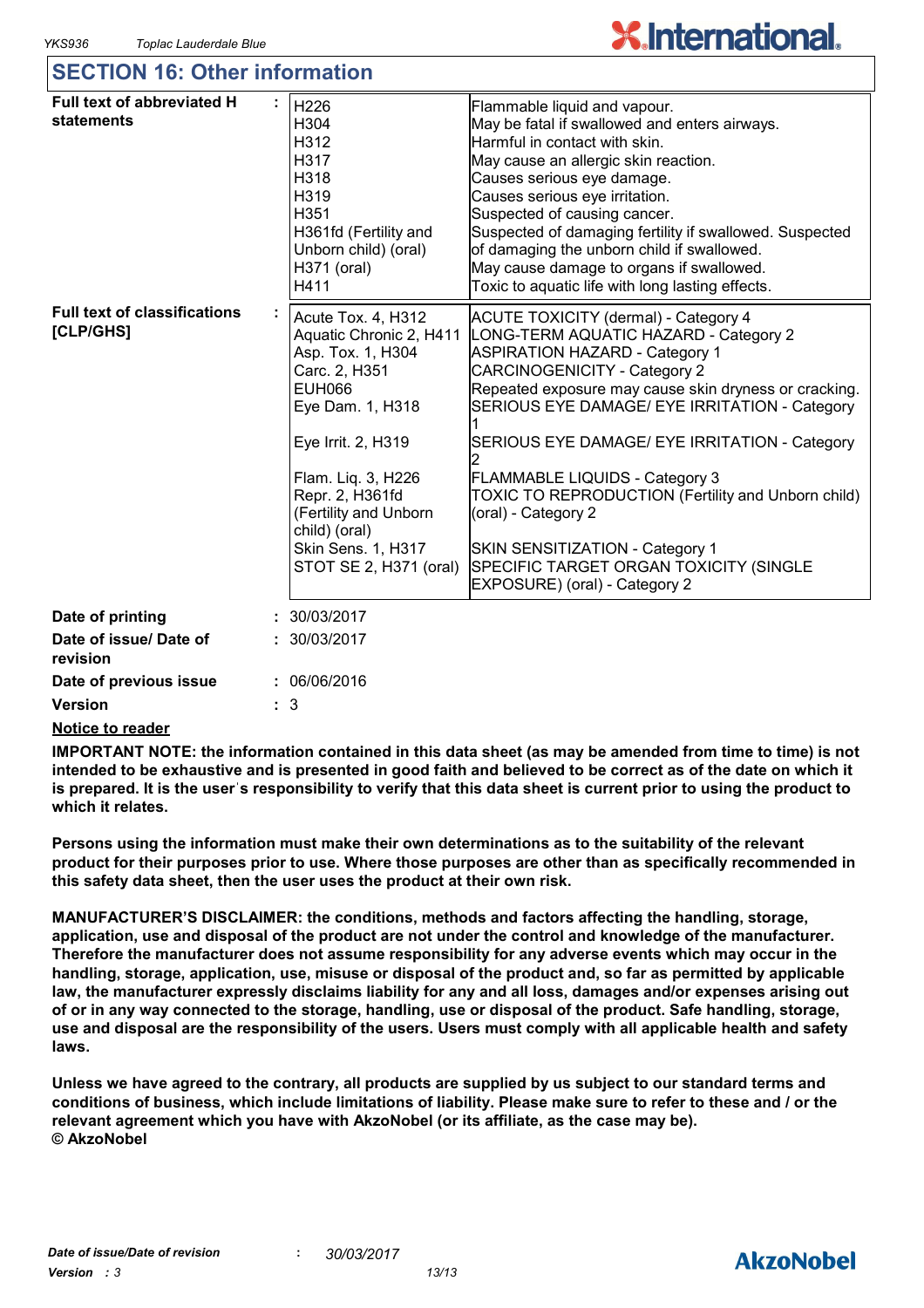## SECTION 16: Other information

| | | |
|---|---|---|
| **Full text of abbreviated H statements** | H226<br>H304<br>H312<br>H317<br>H318<br>H319<br>H351<br>H361fd (Fertility and Unborn child) (oral)<br>H371 (oral)<br>H411 | Flammable liquid and vapour.<br>May be fatal if swallowed and enters airways.<br>Harmful in contact with skin.<br>May cause an allergic skin reaction.<br>Causes serious eye damage.<br>Causes serious eye irritation.<br>Suspected of causing cancer.<br>Suspected of damaging fertility if swallowed. Suspected of damaging the unborn child if swallowed.<br>May cause damage to organs if swallowed.<br>Toxic to aquatic life with long lasting effects. |
| **Full text of classifications [CLP/GHS]** | Acute Tox. 4, H312<br>Aquatic Chronic 2, H411<br>Asp. Tox. 1, H304<br>Carc. 2, H351<br>EUH066<br>Eye Dam. 1, H318<br>Eye Irrit. 2, H319<br>Flam. Liq. 3, H226<br>Repr. 2, H361fd (Fertility and Unborn child) (oral)<br>Skin Sens. 1, H317<br>STOT SE 2, H371 (oral) | ACUTE TOXICITY (dermal) - Category 4<br>LONG-TERM AQUATIC HAZARD - Category 2<br>ASPIRATION HAZARD - Category 1<br>CARCINOGENICITY - Category 2<br>Repeated exposure may cause skin dryness or cracking.<br>SERIOUS EYE DAMAGE/ EYE IRRITATION - Category 1<br>SERIOUS EYE DAMAGE/ EYE IRRITATION - Category 2<br>FLAMMABLE LIQUIDS - Category 3<br>TOXIC TO REPRODUCTION (Fertility and Unborn child) (oral) - Category 2<br>SKIN SENSITIZATION - Category 1<br>SPECIFIC TARGET ORGAN TOXICITY (SINGLE EXPOSURE) (oral) - Category 2 |

**Date of printing** : 30/03/2017

**Date of issue/ Date of revision** : 30/03/2017

**Date of previous issue** : 06/06/2016

**Version** : 3

**Notice to reader**

**IMPORTANT NOTE: the information contained in this data sheet (as may be amended from time to time) is not intended to be exhaustive and is presented in good faith and believed to be correct as of the date on which it is prepared. It is the user's responsibility to verify that this data sheet is current prior to using the product to which it relates.**

**Persons using the information must make their own determinations as to the suitability of the relevant product for their purposes prior to use. Where those purposes are other than as specifically recommended in this safety data sheet, then the user uses the product at their own risk.**

**MANUFACTURER'S DISCLAIMER: the conditions, methods and factors affecting the handling, storage, application, use and disposal of the product are not under the control and knowledge of the manufacturer. Therefore the manufacturer does not assume responsibility for any adverse events which may occur in the handling, storage, application, use, misuse or disposal of the product and, so far as permitted by applicable law, the manufacturer expressly disclaims liability for any and all loss, damages and/or expenses arising out of or in any way connected to the storage, handling, use or disposal of the product. Safe handling, storage, use and disposal are the responsibility of the users. Users must comply with all applicable health and safety laws.**

**Unless we have agreed to the contrary, all products are supplied by us subject to our standard terms and conditions of business, which include limitations of liability. Please make sure to refer to these and / or the relevant agreement which you have with AkzoNobel (or its affiliate, as the case may be).**
**© AkzoNobel**